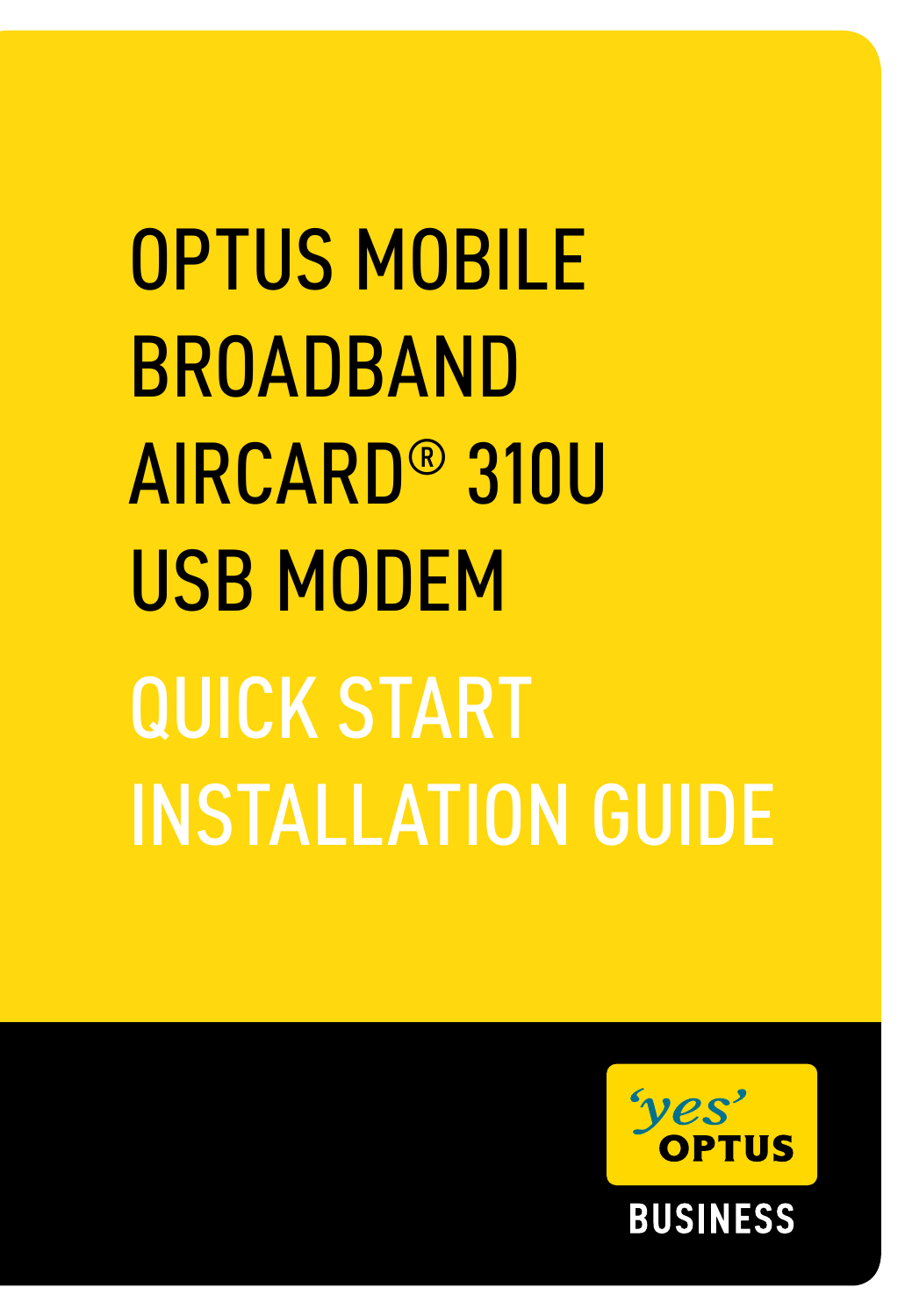# OPTUS MOBILE BROADBAND AIRCARD® 310U USB MODEM

## QUICK START INSTALLATION GUIDE

'yes' OPTUS

BUSINESS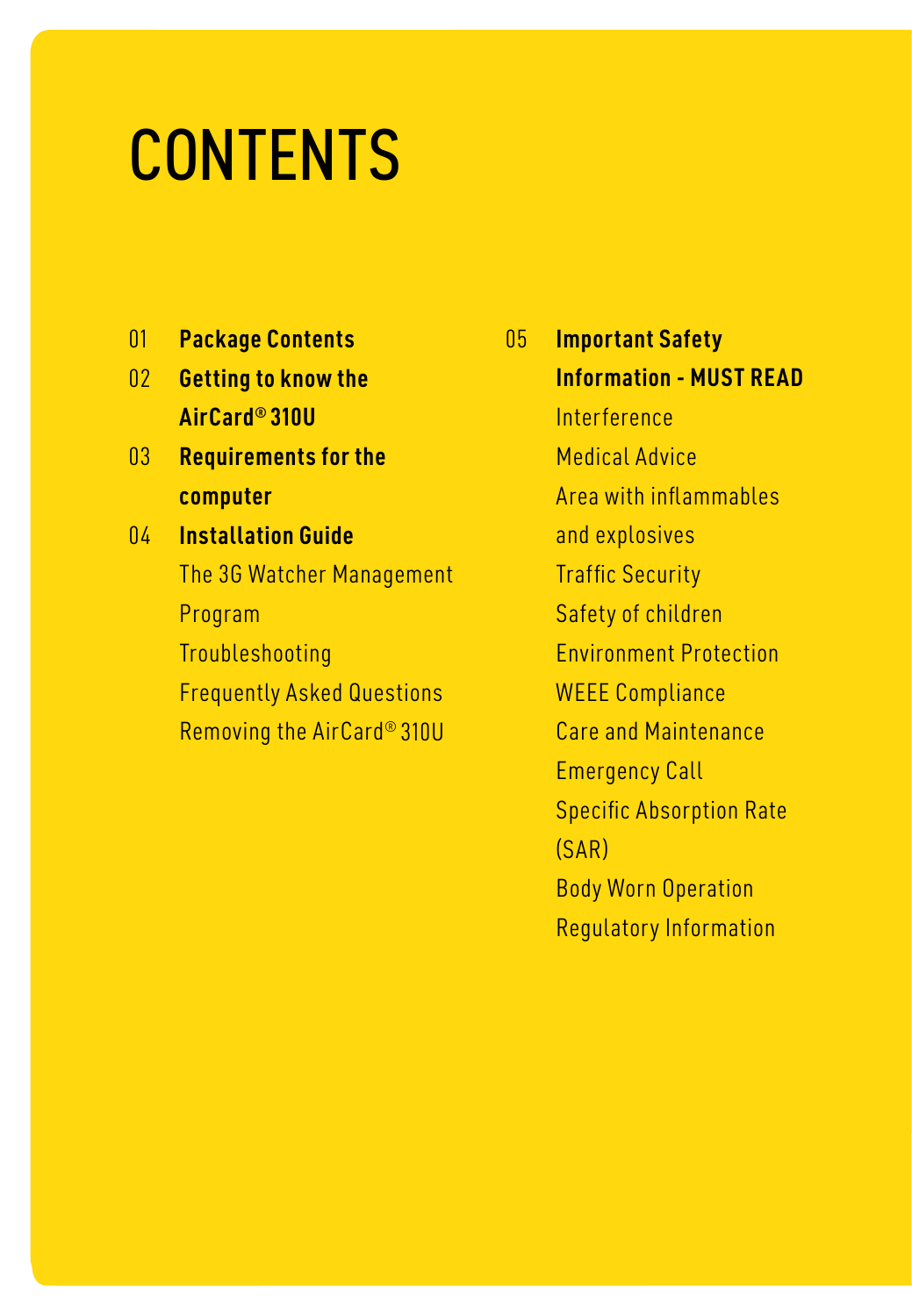# CONTENTS

01 **Package Contents**

02 **Getting to know the AirCard® 310U**

03 **Requirements for the computer**

04 **Installation Guide**

- The 3G Watcher Management Program
- Troubleshooting
- Frequently Asked Questions
- Removing the AirCard® 310U

05 **Important Safety Information - MUST READ**

- Interference
- Medical Advice
- Area with inflammables and explosives
- Traffic Security
- Safety of children
- Environment Protection
- WEEE Compliance
- Care and Maintenance
- Emergency Call
- Specific Absorption Rate (SAR)
- Body Worn Operation
- Regulatory Information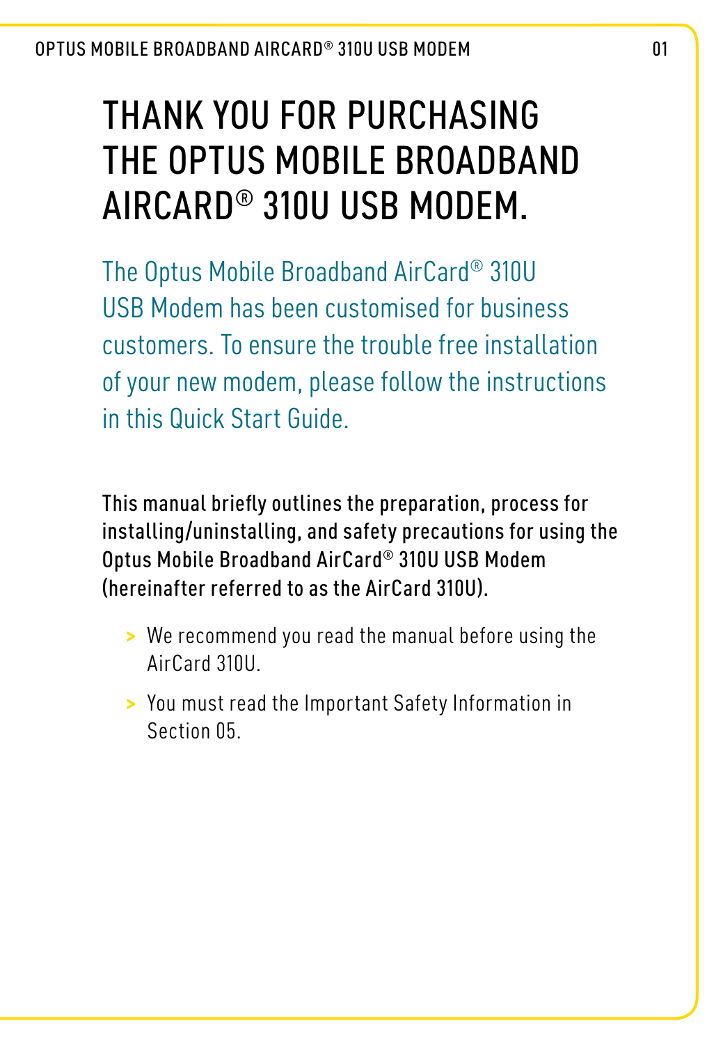# THANK YOU FOR PURCHASING THE OPTUS MOBILE BROADBAND AIRCARD® 310U USB MODEM.

The Optus Mobile Broadband AirCard® 310U USB Modem has been customised for business customers. To ensure the trouble free installation of your new modem, please follow the instructions in this Quick Start Guide.

This manual briefly outlines the preparation, process for installing/uninstalling, and safety precautions for using the Optus Mobile Broadband AirCard® 310U USB Modem (hereinafter referred to as the AirCard 310U).

- We recommend you read the manual before using the AirCard 310U.
- You must read the Important Safety Information in Section 05.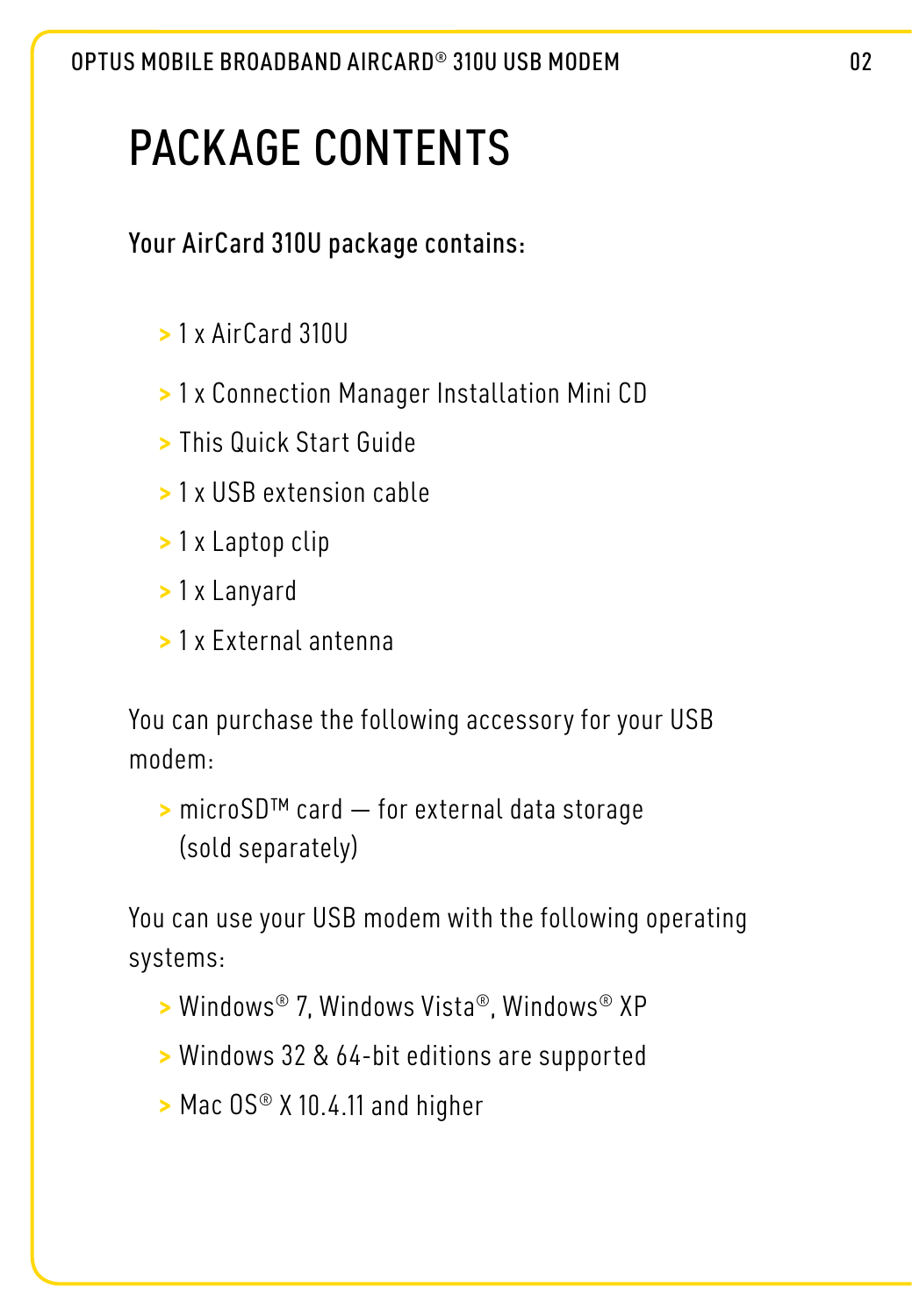# PACKAGE CONTENTS

Your AirCard 310U package contains:

- 1 x AirCard 310U
- 1 x Connection Manager Installation Mini CD
- This Quick Start Guide
- 1 x USB extension cable
- 1 x Laptop clip
- 1 x Lanyard
- 1 x External antenna

You can purchase the following accessory for your USB modem:

- microSD™ card — for external data storage (sold separately)

You can use your USB modem with the following operating systems:

- Windows® 7, Windows Vista®, Windows® XP
- Windows 32 & 64-bit editions are supported
- Mac OS® X 10.4.11 and higher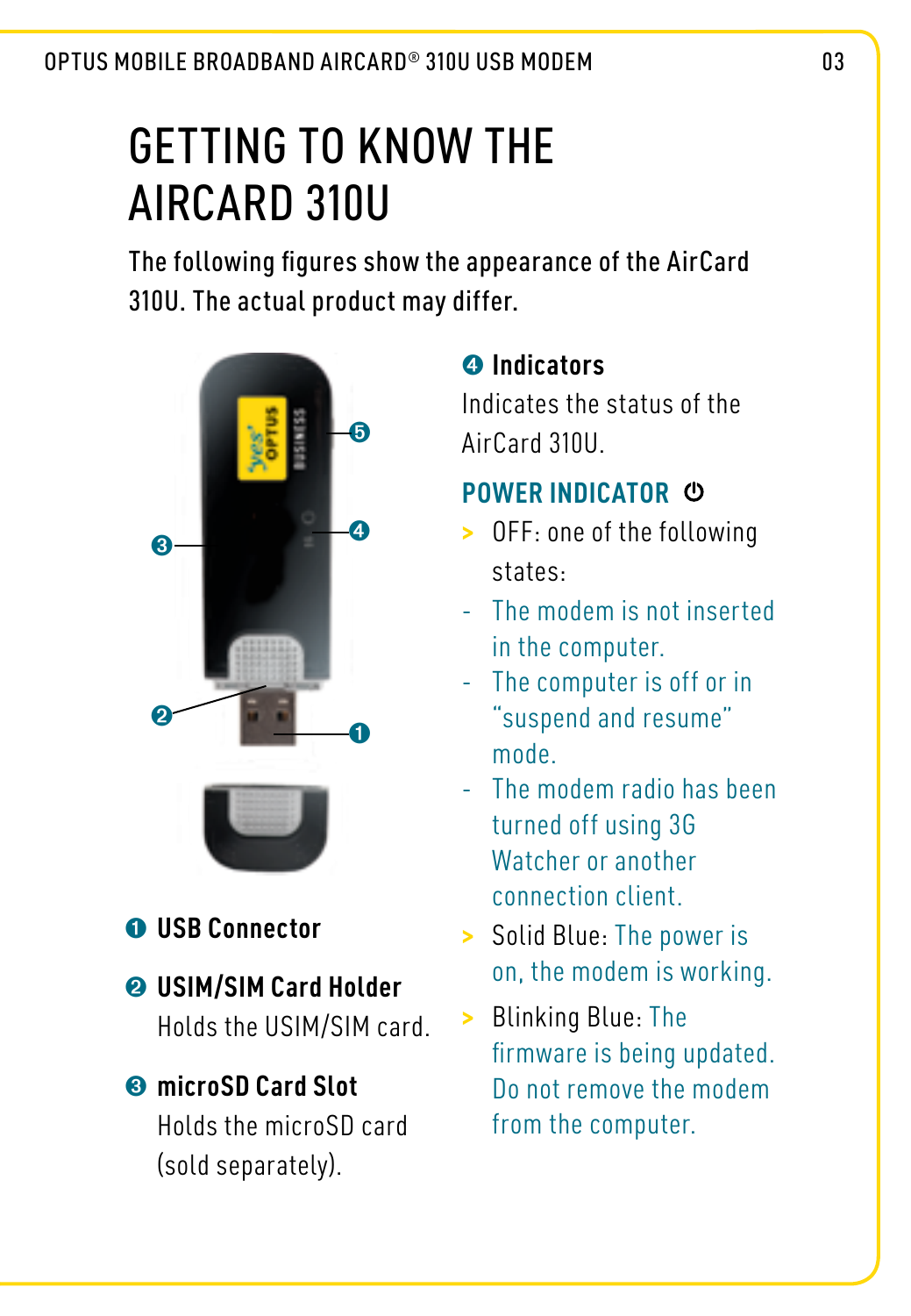# GETTING TO KNOW THE AIRCARD 310U

The following figures show the appearance of the AirCard 310U. The actual product may differ.

❶ **USB Connector**

❷ **USIM/SIM Card Holder**

Holds the USIM/SIM card.

❸ **microSD Card Slot**

Holds the microSD card (sold separately).

❹ **Indicators**

Indicates the status of the AirCard 310U.

## POWER INDICATOR ⏻

- OFF: one of the following states:
  - The modem is not inserted in the computer.
  - The computer is off or in "suspend and resume" mode.
  - The modem radio has been turned off using 3G Watcher or another connection client.
- Solid Blue: The power is on, the modem is working.
- Blinking Blue: The firmware is being updated. Do not remove the modem from the computer.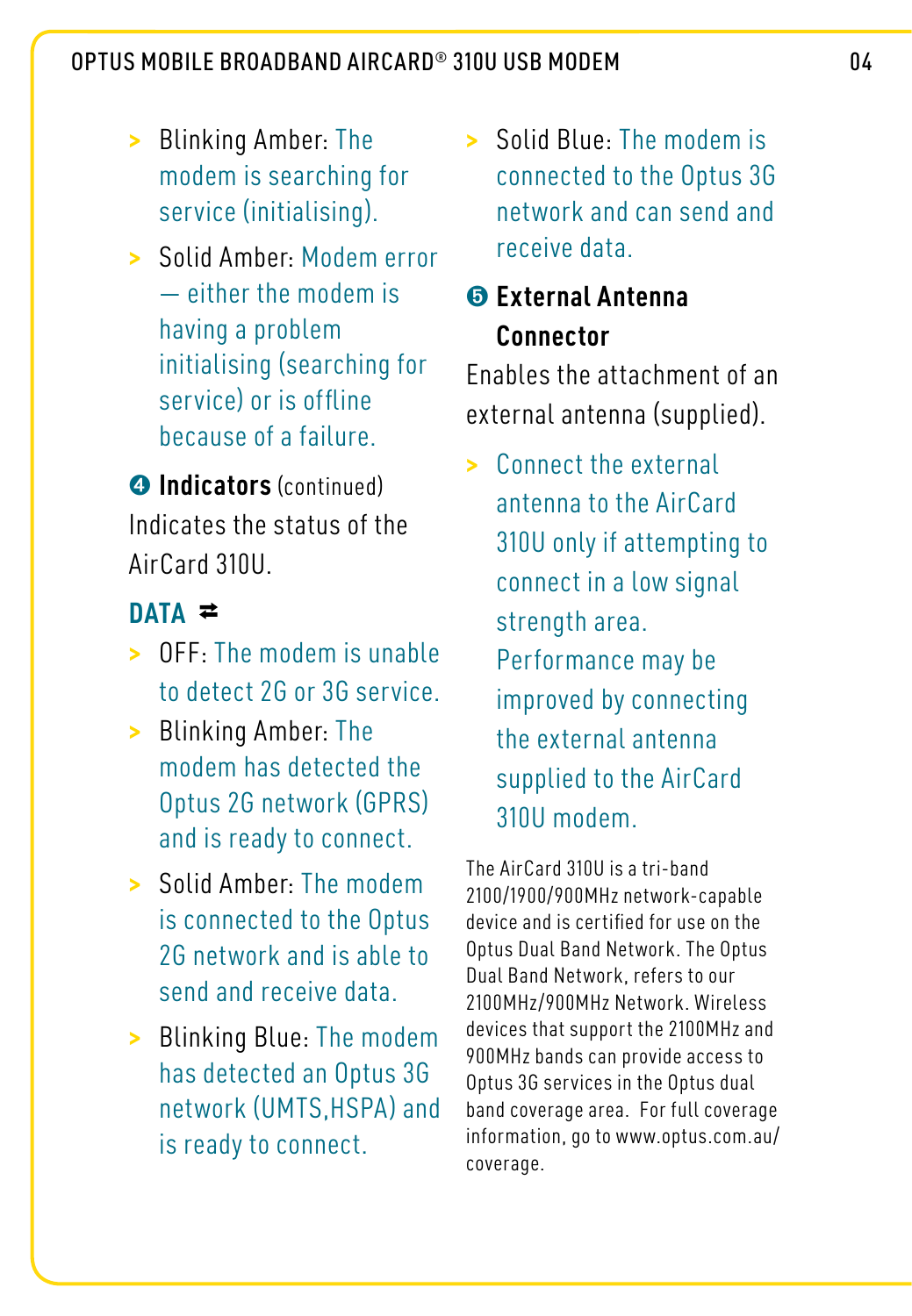- Blinking Amber: The modem is searching for service (initialising).
- Solid Amber: Modem error — either the modem is having a problem initialising (searching for service) or is offline because of a failure.

### ❹ Indicators (continued)

Indicates the status of the AirCard 310U.

**DATA ⇄**

- OFF: The modem is unable to detect 2G or 3G service.
- Blinking Amber: The modem has detected the Optus 2G network (GPRS) and is ready to connect.
- Solid Amber: The modem is connected to the Optus 2G network and is able to send and receive data.
- Blinking Blue: The modem has detected an Optus 3G network (UMTS,HSPA) and is ready to connect.
- Solid Blue: The modem is connected to the Optus 3G network and can send and receive data.

### ❺ External Antenna Connector

Enables the attachment of an external antenna (supplied).

- Connect the external antenna to the AirCard 310U only if attempting to connect in a low signal strength area. Performance may be improved by connecting the external antenna supplied to the AirCard 310U modem.

The AirCard 310U is a tri-band 2100/1900/900MHz network-capable device and is certified for use on the Optus Dual Band Network. The Optus Dual Band Network, refers to our 2100MHz/900MHz Network. Wireless devices that support the 2100MHz and 900MHz bands can provide access to Optus 3G services in the Optus dual band coverage area. For full coverage information, go to www.optus.com.au/coverage.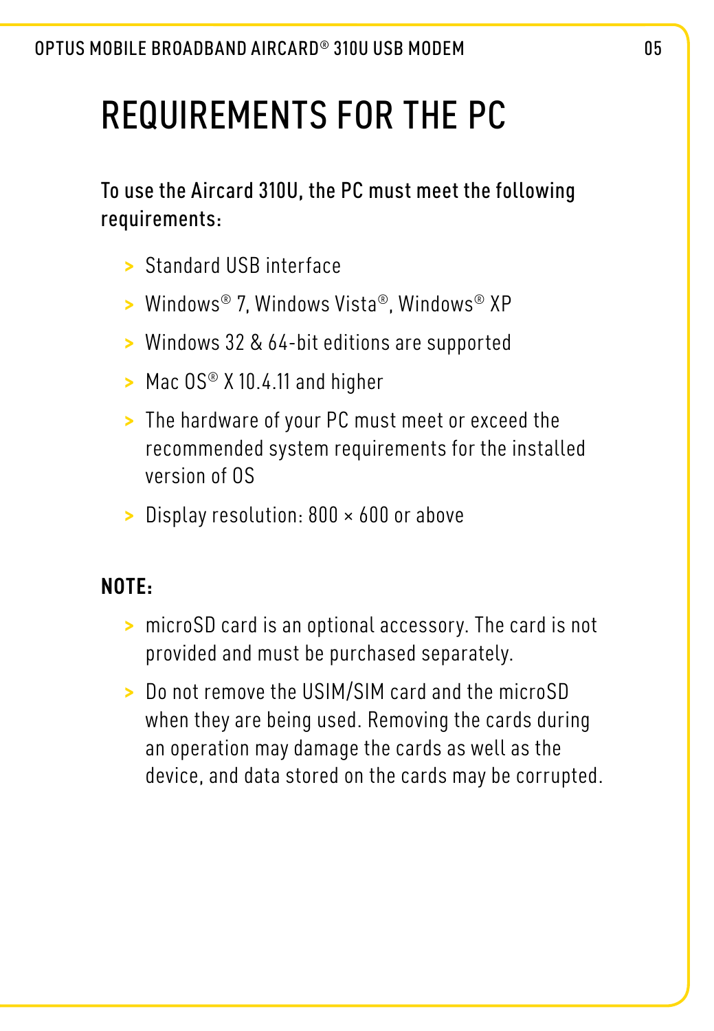# REQUIREMENTS FOR THE PC

To use the Aircard 310U, the PC must meet the following requirements:

- Standard USB interface
- Windows® 7, Windows Vista®, Windows® XP
- Windows 32 & 64-bit editions are supported
- Mac OS® X 10.4.11 and higher
- The hardware of your PC must meet or exceed the recommended system requirements for the installed version of OS
- Display resolution: 800 × 600 or above

**NOTE:**

- microSD card is an optional accessory. The card is not provided and must be purchased separately.
- Do not remove the USIM/SIM card and the microSD when they are being used. Removing the cards during an operation may damage the cards as well as the device, and data stored on the cards may be corrupted.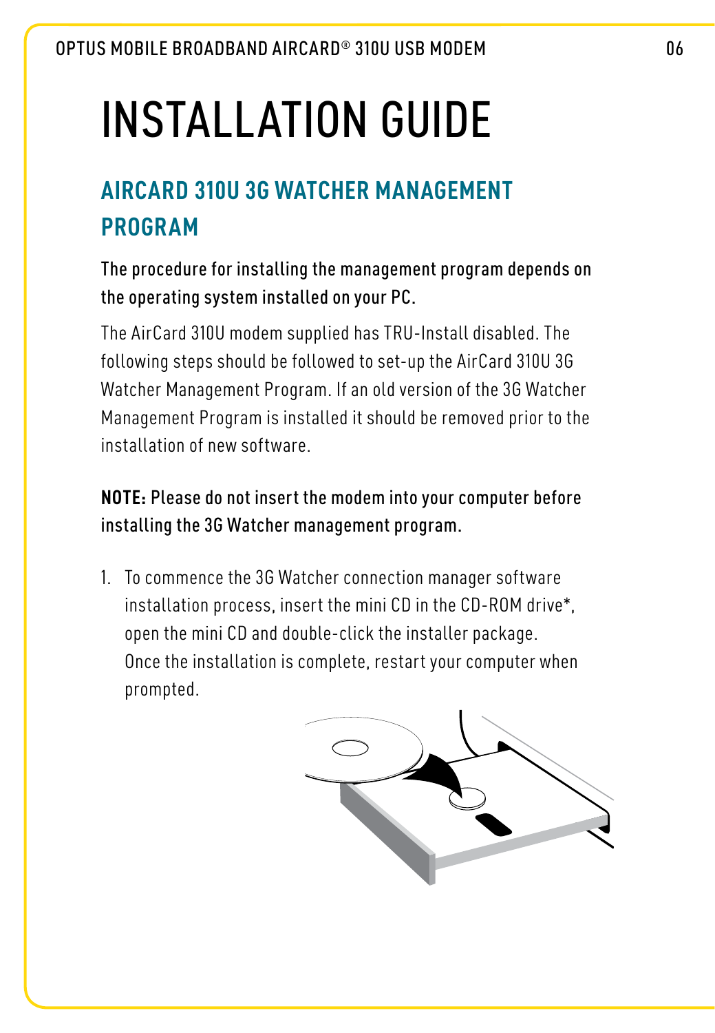# INSTALLATION GUIDE

## AIRCARD 310U 3G WATCHER MANAGEMENT PROGRAM

The procedure for installing the management program depends on the operating system installed on your PC.

The AirCard 310U modem supplied has TRU-Install disabled. The following steps should be followed to set-up the AirCard 310U 3G Watcher Management Program. If an old version of the 3G Watcher Management Program is installed it should be removed prior to the installation of new software.

**NOTE:** Please do not insert the modem into your computer before installing the 3G Watcher management program.

1. To commence the 3G Watcher connection manager software installation process, insert the mini CD in the CD-ROM drive*, open the mini CD and double-click the installer package. Once the installation is complete, restart your computer when prompted.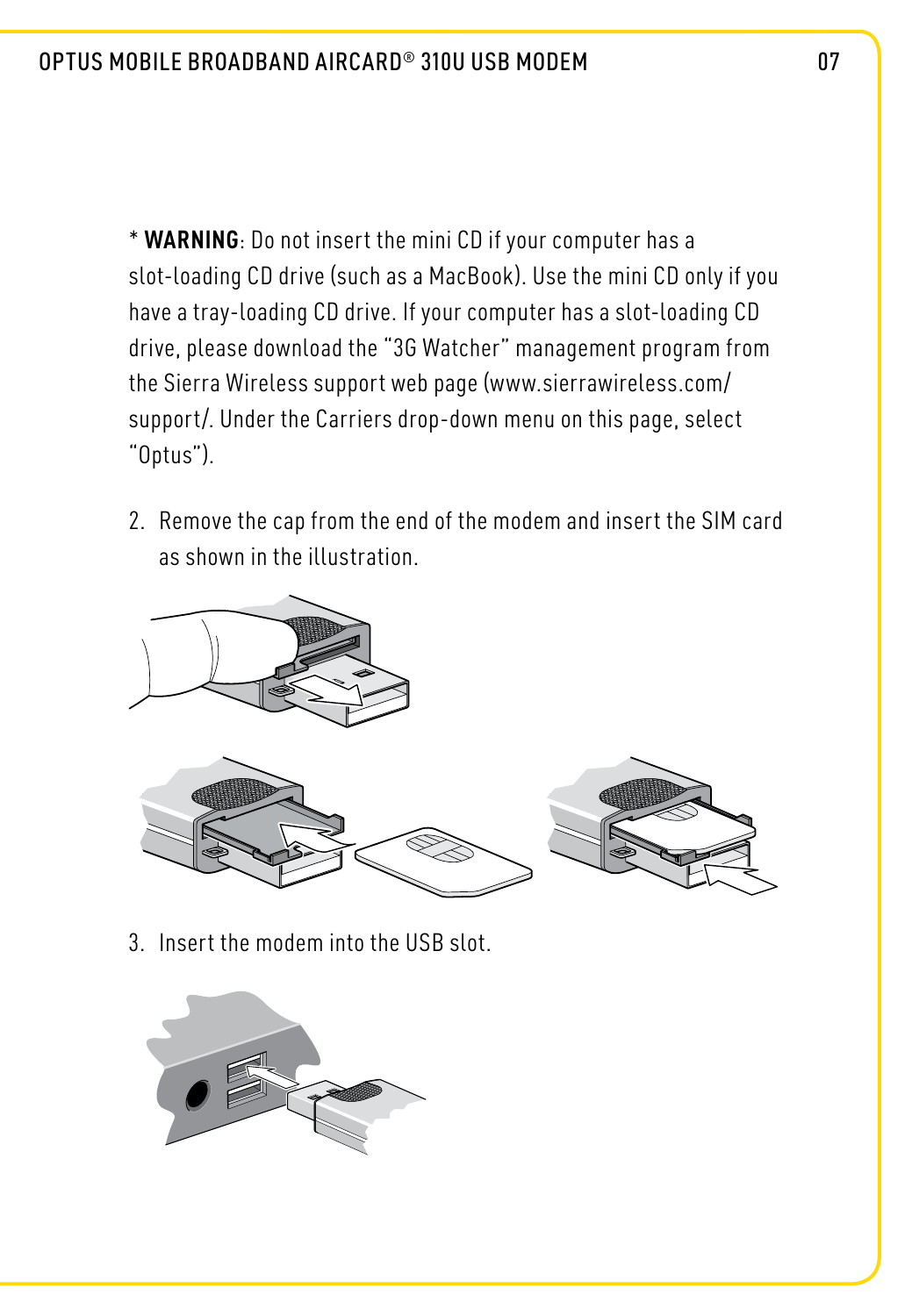* **WARNING**: Do not insert the mini CD if your computer has a slot-loading CD drive (such as a MacBook). Use the mini CD only if you have a tray-loading CD drive. If your computer has a slot-loading CD drive, please download the "3G Watcher" management program from the Sierra Wireless support web page (www.sierrawireless.com/support/. Under the Carriers drop-down menu on this page, select "Optus").

2. Remove the cap from the end of the modem and insert the SIM card as shown in the illustration.

3. Insert the modem into the USB slot.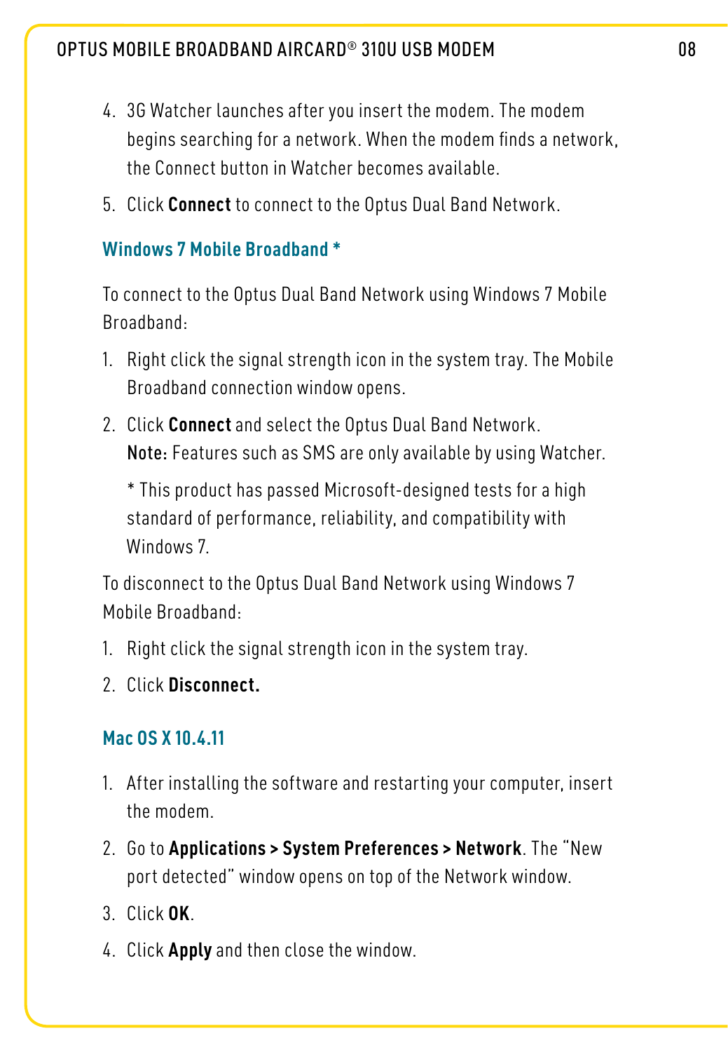4. 3G Watcher launches after you insert the modem. The modem begins searching for a network. When the modem finds a network, the Connect button in Watcher becomes available.
5. Click **Connect** to connect to the Optus Dual Band Network.

### Windows 7 Mobile Broadband *

To connect to the Optus Dual Band Network using Windows 7 Mobile Broadband:

1. Right click the signal strength icon in the system tray. The Mobile Broadband connection window opens.
2. Click **Connect** and select the Optus Dual Band Network.
   **Note:** Features such as SMS are only available by using Watcher.

   * This product has passed Microsoft-designed tests for a high standard of performance, reliability, and compatibility with Windows 7.

To disconnect to the Optus Dual Band Network using Windows 7 Mobile Broadband:

1. Right click the signal strength icon in the system tray.
2. Click **Disconnect.**

### Mac OS X 10.4.11

1. After installing the software and restarting your computer, insert the modem.
2. Go to **Applications > System Preferences > Network**. The "New port detected" window opens on top of the Network window.
3. Click **OK**.
4. Click **Apply** and then close the window.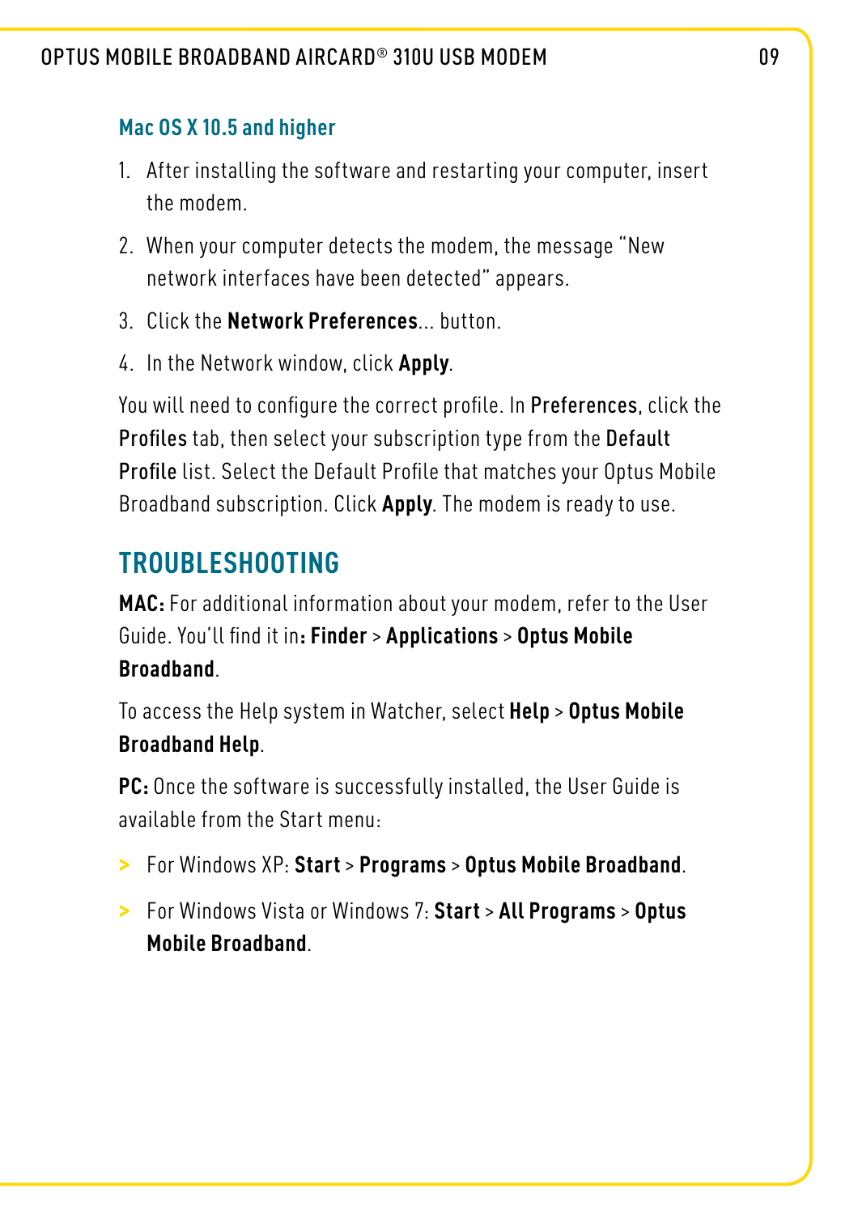### Mac OS X 10.5 and higher

1. After installing the software and restarting your computer, insert the modem.
2. When your computer detects the modem, the message "New network interfaces have been detected" appears.
3. Click the **Network Preferences**... button.
4. In the Network window, click **Apply**.

You will need to configure the correct profile. In Preferences, click the Profiles tab, then select your subscription type from the Default Profile list. Select the Default Profile that matches your Optus Mobile Broadband subscription. Click **Apply**. The modem is ready to use.

## TROUBLESHOOTING

**MAC:** For additional information about your modem, refer to the User Guide. You'll find it in**: Finder** > **Applications** > **Optus Mobile Broadband**.

To access the Help system in Watcher, select **Help** > **Optus Mobile Broadband Help**.

**PC:** Once the software is successfully installed, the User Guide is available from the Start menu:

- For Windows XP: **Start** > **Programs** > **Optus Mobile Broadband**.
- For Windows Vista or Windows 7: **Start** > **All Programs** > **Optus Mobile Broadband**.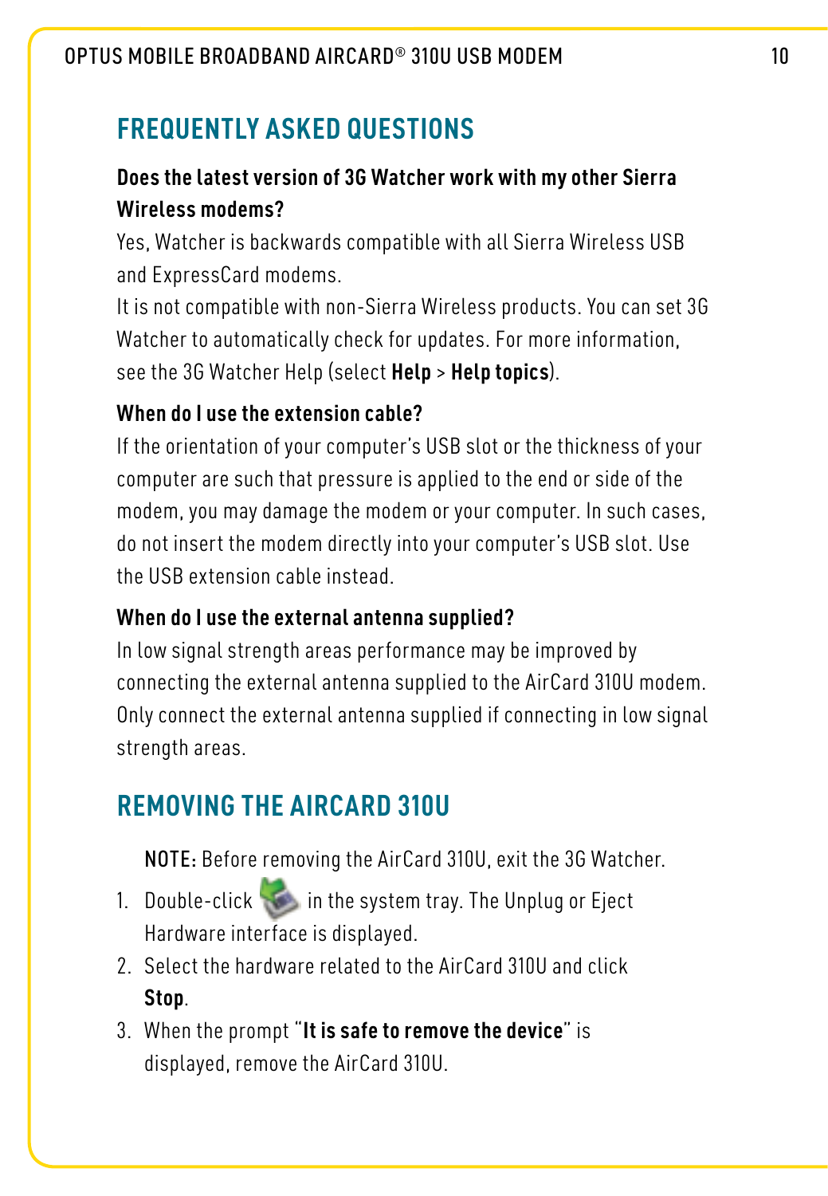## FREQUENTLY ASKED QUESTIONS

**Does the latest version of 3G Watcher work with my other Sierra Wireless modems?**

Yes, Watcher is backwards compatible with all Sierra Wireless USB and ExpressCard modems.

It is not compatible with non-Sierra Wireless products. You can set 3G Watcher to automatically check for updates. For more information, see the 3G Watcher Help (select **Help** > **Help topics**).

**When do I use the extension cable?**

If the orientation of your computer's USB slot or the thickness of your computer are such that pressure is applied to the end or side of the modem, you may damage the modem or your computer. In such cases, do not insert the modem directly into your computer's USB slot. Use the USB extension cable instead.

**When do I use the external antenna supplied?**

In low signal strength areas performance may be improved by connecting the external antenna supplied to the AirCard 310U modem. Only connect the external antenna supplied if connecting in low signal strength areas.

## REMOVING THE AIRCARD 310U

NOTE: Before removing the AirCard 310U, exit the 3G Watcher.

1. Double-click in the system tray. The Unplug or Eject Hardware interface is displayed.
2. Select the hardware related to the AirCard 310U and click **Stop**.
3. When the prompt "**It is safe to remove the device**" is displayed, remove the AirCard 310U.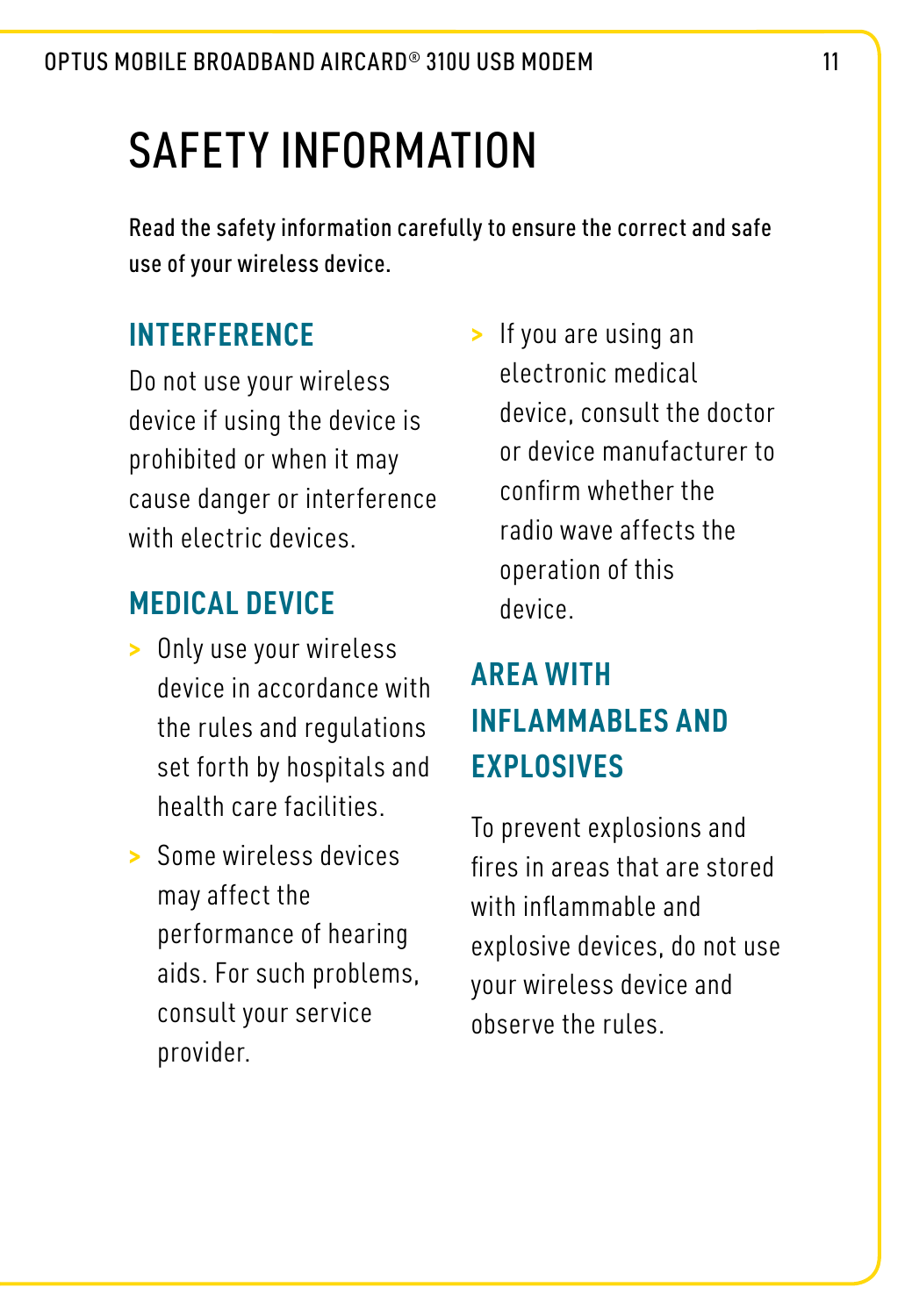# SAFETY INFORMATION

Read the safety information carefully to ensure the correct and safe use of your wireless device.

## INTERFERENCE

Do not use your wireless device if using the device is prohibited or when it may cause danger or interference with electric devices.

## MEDICAL DEVICE

- Only use your wireless device in accordance with the rules and regulations set forth by hospitals and health care facilities.
- Some wireless devices may affect the performance of hearing aids. For such problems, consult your service provider.
- If you are using an electronic medical device, consult the doctor or device manufacturer to confirm whether the radio wave affects the operation of this device.

## AREA WITH INFLAMMABLES AND EXPLOSIVES

To prevent explosions and fires in areas that are stored with inflammable and explosive devices, do not use your wireless device and observe the rules.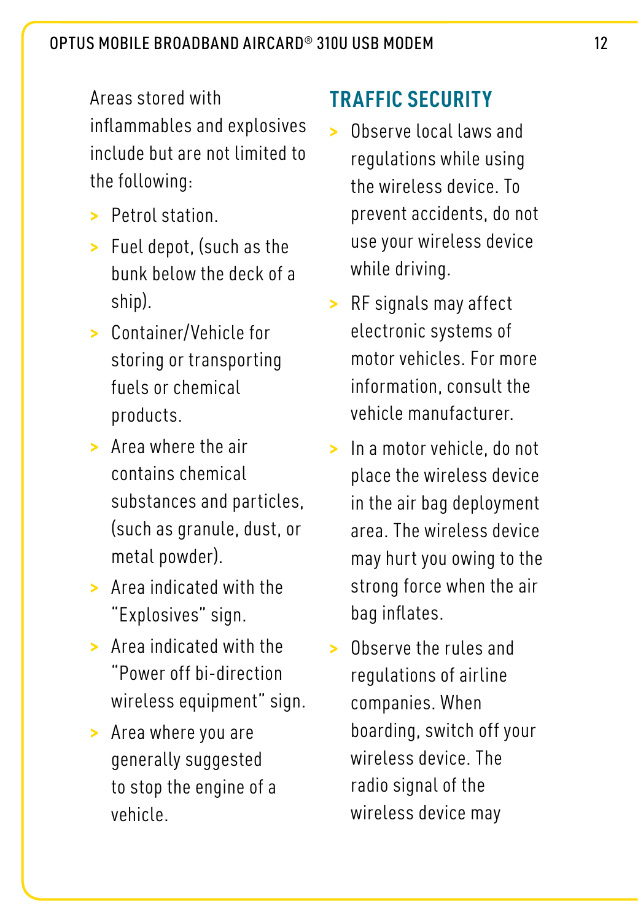Areas stored with inflammables and explosives include but are not limited to the following:

- Petrol station.
- Fuel depot, (such as the bunk below the deck of a ship).
- Container/Vehicle for storing or transporting fuels or chemical products.
- Area where the air contains chemical substances and particles, (such as granule, dust, or metal powder).
- Area indicated with the "Explosives" sign.
- Area indicated with the "Power off bi-direction wireless equipment" sign.
- Area where you are generally suggested to stop the engine of a vehicle.

## TRAFFIC SECURITY

- Observe local laws and regulations while using the wireless device. To prevent accidents, do not use your wireless device while driving.
- RF signals may affect electronic systems of motor vehicles. For more information, consult the vehicle manufacturer.
- In a motor vehicle, do not place the wireless device in the air bag deployment area. The wireless device may hurt you owing to the strong force when the air bag inflates.
- Observe the rules and regulations of airline companies. When boarding, switch off your wireless device. The radio signal of the wireless device may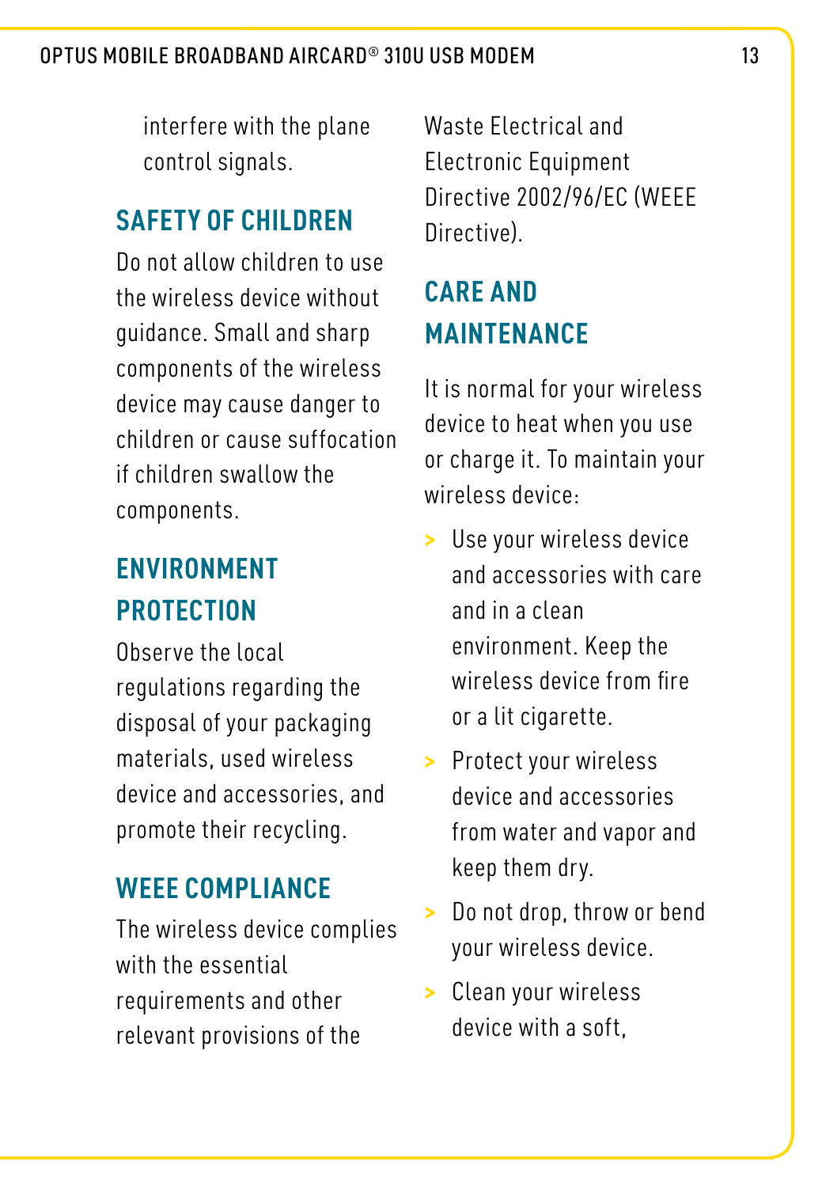interfere with the plane control signals.

## SAFETY OF CHILDREN

Do not allow children to use the wireless device without guidance. Small and sharp components of the wireless device may cause danger to children or cause suffocation if children swallow the components.

## ENVIRONMENT PROTECTION

Observe the local regulations regarding the disposal of your packaging materials, used wireless device and accessories, and promote their recycling.

## WEEE COMPLIANCE

The wireless device complies with the essential requirements and other relevant provisions of the Waste Electrical and Electronic Equipment Directive 2002/96/EC (WEEE Directive).

## CARE AND MAINTENANCE

It is normal for your wireless device to heat when you use or charge it. To maintain your wireless device:

- Use your wireless device and accessories with care and in a clean environment. Keep the wireless device from fire or a lit cigarette.
- Protect your wireless device and accessories from water and vapor and keep them dry.
- Do not drop, throw or bend your wireless device.
- Clean your wireless device with a soft,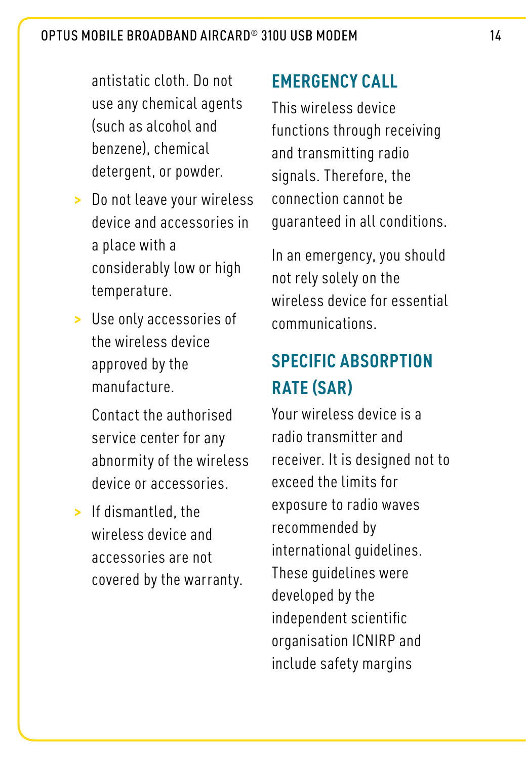antistatic cloth. Do not use any chemical agents (such as alcohol and benzene), chemical detergent, or powder.

- Do not leave your wireless device and accessories in a place with a considerably low or high temperature.
- Use only accessories of the wireless device approved by the manufacture.

  Contact the authorised service center for any abnormity of the wireless device or accessories.
- If dismantled, the wireless device and accessories are not covered by the warranty.

## EMERGENCY CALL

This wireless device functions through receiving and transmitting radio signals. Therefore, the connection cannot be guaranteed in all conditions.

In an emergency, you should not rely solely on the wireless device for essential communications.

## SPECIFIC ABSORPTION RATE (SAR)

Your wireless device is a radio transmitter and receiver. It is designed not to exceed the limits for exposure to radio waves recommended by international guidelines. These guidelines were developed by the independent scientific organisation ICNIRP and include safety margins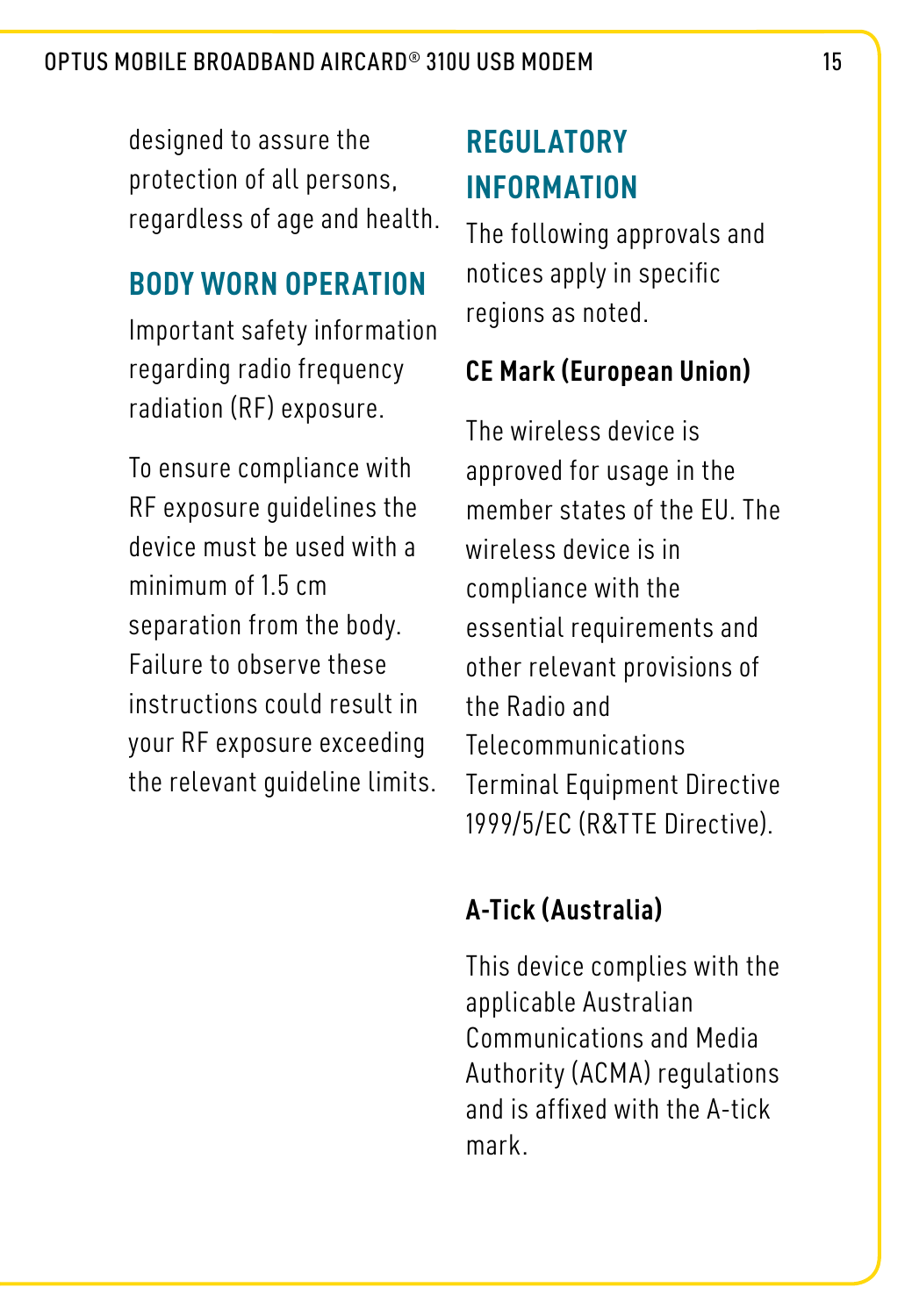designed to assure the protection of all persons, regardless of age and health.

## BODY WORN OPERATION

Important safety information regarding radio frequency radiation (RF) exposure.

To ensure compliance with RF exposure guidelines the device must be used with a minimum of 1.5 cm separation from the body. Failure to observe these instructions could result in your RF exposure exceeding the relevant guideline limits.

## REGULATORY INFORMATION

The following approvals and notices apply in specific regions as noted.

### CE Mark (European Union)

The wireless device is approved for usage in the member states of the EU. The wireless device is in compliance with the essential requirements and other relevant provisions of the Radio and Telecommunications Terminal Equipment Directive 1999/5/EC (R&TTE Directive).

### A-Tick (Australia)

This device complies with the applicable Australian Communications and Media Authority (ACMA) regulations and is affixed with the A-tick mark.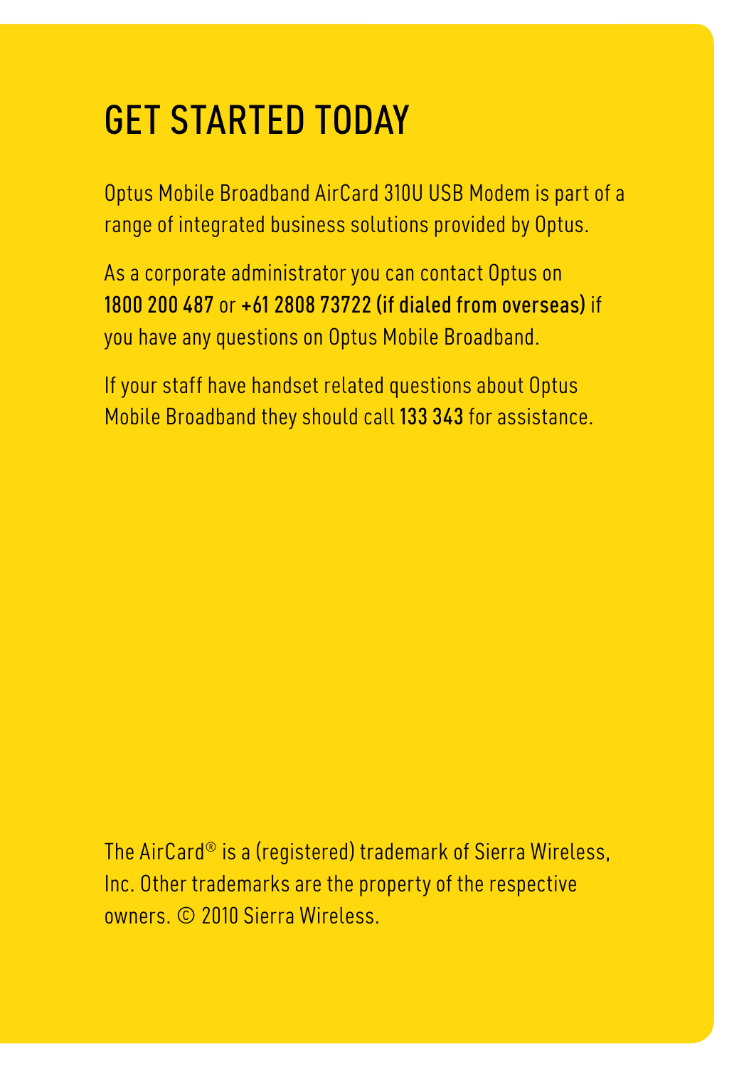# GET STARTED TODAY

Optus Mobile Broadband AirCard 310U USB Modem is part of a range of integrated business solutions provided by Optus.

As a corporate administrator you can contact Optus on **1800 200 487** or **+61 2808 73722 (if dialed from overseas)** if you have any questions on Optus Mobile Broadband.

If your staff have handset related questions about Optus Mobile Broadband they should call **133 343** for assistance.

The AirCard® is a (registered) trademark of Sierra Wireless, Inc. Other trademarks are the property of the respective owners. © 2010 Sierra Wireless.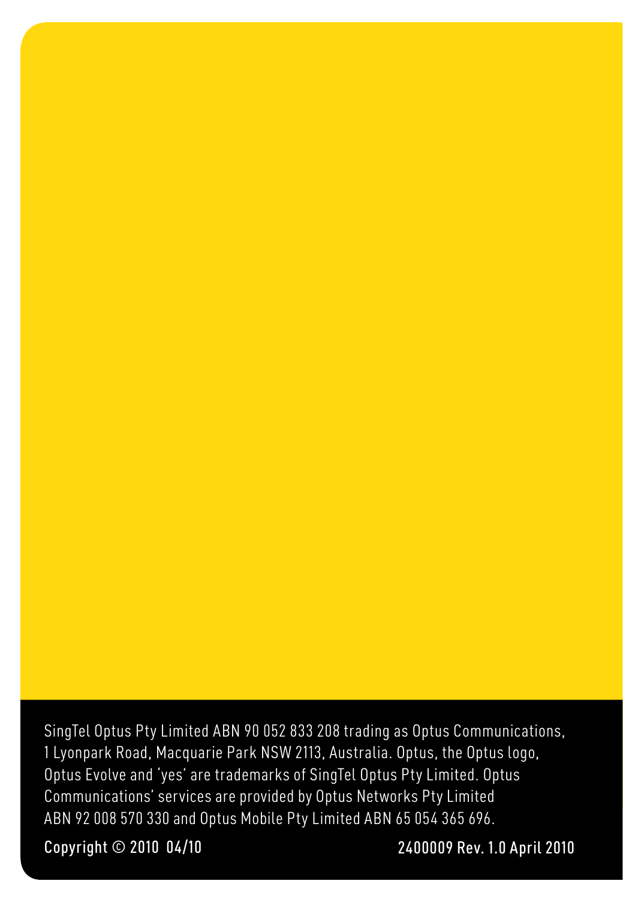SingTel Optus Pty Limited ABN 90 052 833 208 trading as Optus Communications, 1 Lyonpark Road, Macquarie Park NSW 2113, Australia. Optus, the Optus logo, Optus Evolve and 'yes' are trademarks of SingTel Optus Pty Limited. Optus Communications' services are provided by Optus Networks Pty Limited ABN 92 008 570 330 and Optus Mobile Pty Limited ABN 65 054 365 696.

Copyright © 2010 04/10

2400009 Rev. 1.0 April 2010